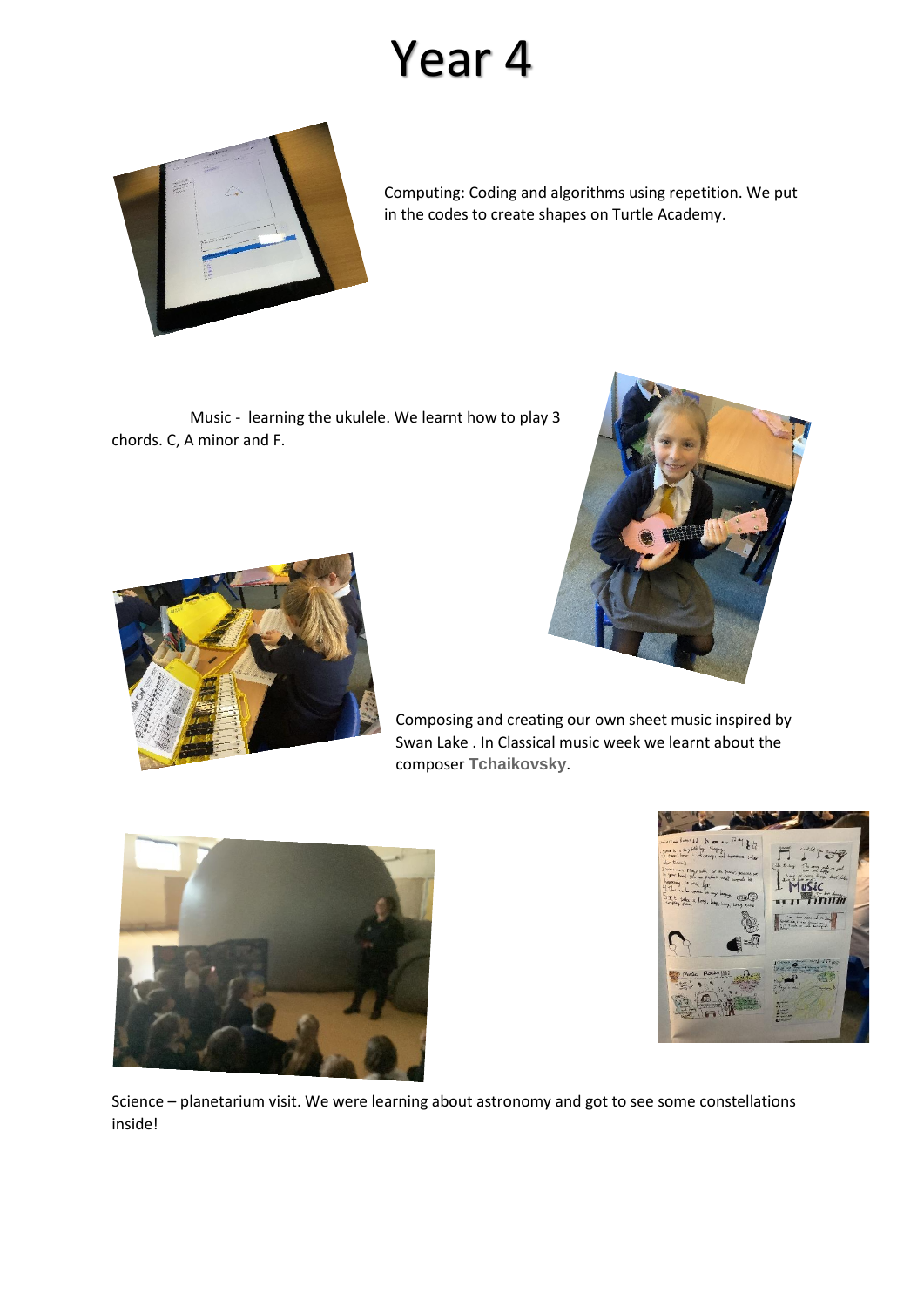# Year 4

Computing: Coding and algorithms using repetition. We put in the codes to create shapes on Turtle Academy.

Music - learning the ukulele. We learnt how to play 3 chords. C, A minor and F.

Composing and creating our own sheet music inspired by Swan Lake . In Classical music week we learnt about the composer **Tchaikovsky**.

Science – planetarium visit. We were learning about astronomy and got to see some constellations inside!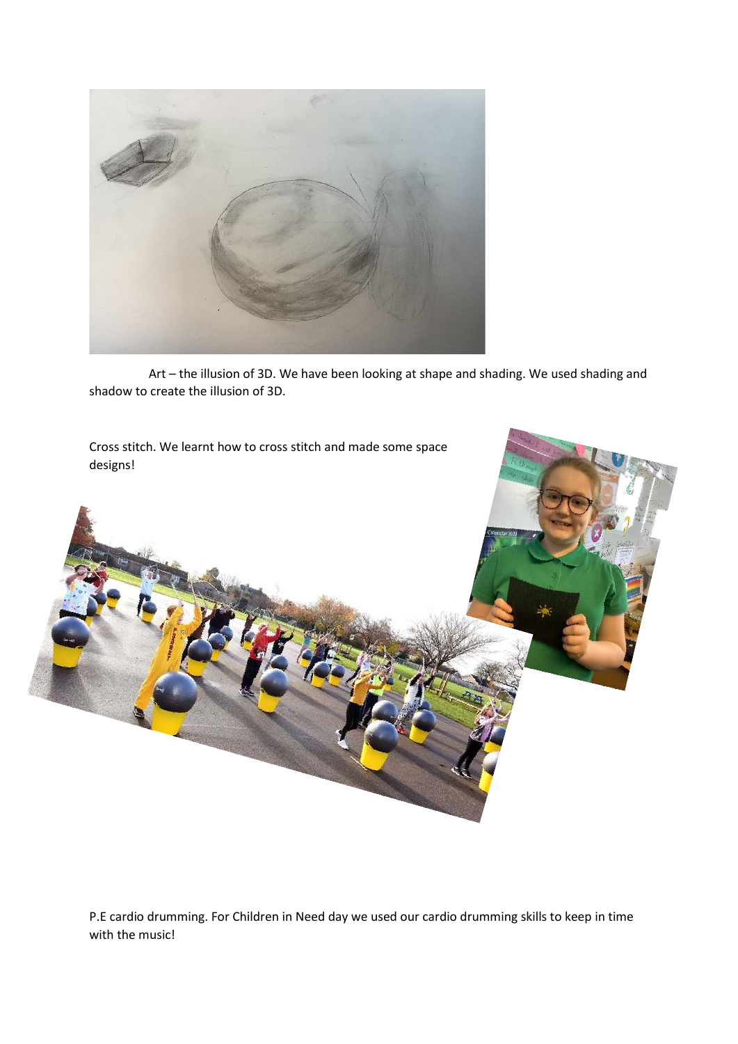Art – the illusion of 3D. We have been looking at shape and shading. We used shading and shadow to create the illusion of 3D.

Cross stitch. We learnt how to cross stitch and made some space designs!

P.E cardio drumming. For Children in Need day we used our cardio drumming skills to keep in time with the music!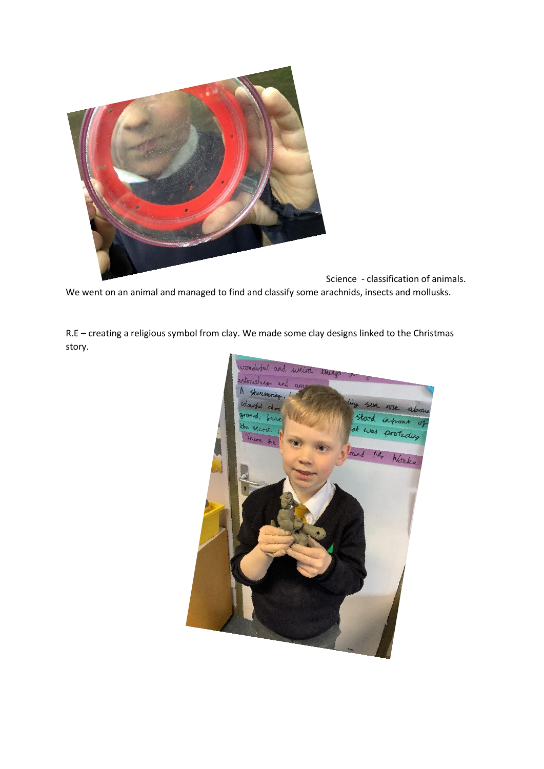Science - classification of animals.

We went on an animal and managed to find and classify some arachnids, insects and mollusks.

R.E – creating a religious symbol from clay. We made some clay designs linked to the Christmas story.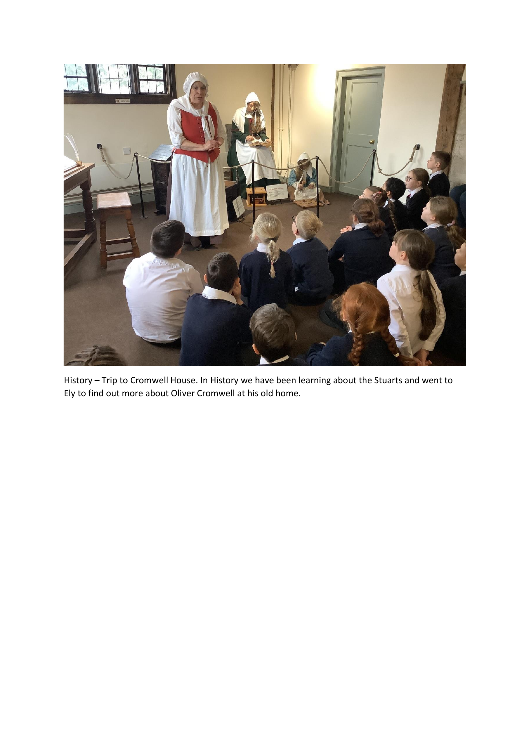History – Trip to Cromwell House. In History we have been learning about the Stuarts and went to Ely to find out more about Oliver Cromwell at his old home.